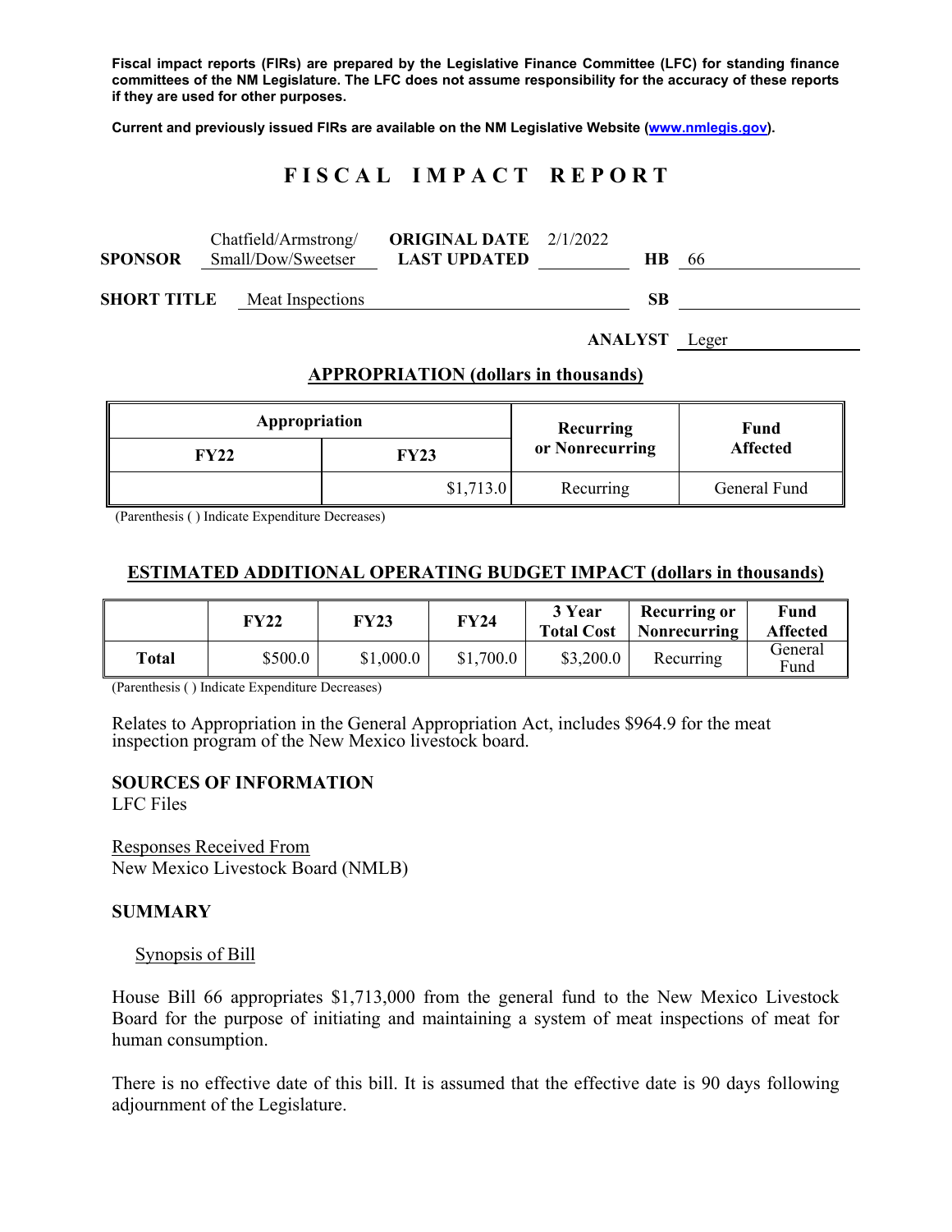Fiscal impact reports (FIRs) are prepared by the Legislative Finance Committee (LFC) for standing finance committees of the NM Legislature. The LFC does not assume responsibility for the accuracy of these reports if they are used for other purposes.

Current and previously issued FIRs are available on the NM Legislative Website (www.nmlegis.gov).

# FISCAL IMPACT REPORT

**SPONSOR** Chatfield/Armstrong/Small/Dow/Sweetser **ORIGINAL DATE** 2/1/2022 **LAST UPDATED** **HB** 66

**SHORT TITLE** Meat Inspections **SB**

**ANALYST** Leger

## APPROPRIATION (dollars in thousands)

| Appropriation | | Recurring or Nonrecurring | Fund Affected |
|---|---|---|---|
| FY22 | FY23 | | |
| | $1,713.0 | Recurring | General Fund |

(Parenthesis ( ) Indicate Expenditure Decreases)

## ESTIMATED ADDITIONAL OPERATING BUDGET IMPACT (dollars in thousands)

| | FY22 | FY23 | FY24 | 3 Year Total Cost | Recurring or Nonrecurring | Fund Affected |
|---|---|---|---|---|---|---|
| Total | $500.0 | $1,000.0 | $1,700.0 | $3,200.0 | Recurring | General Fund |

(Parenthesis ( ) Indicate Expenditure Decreases)

Relates to Appropriation in the General Appropriation Act, includes $964.9 for the meat inspection program of the New Mexico livestock board.

### SOURCES OF INFORMATION

LFC Files

Responses Received From
New Mexico Livestock Board (NMLB)

### SUMMARY

Synopsis of Bill

House Bill 66 appropriates $1,713,000 from the general fund to the New Mexico Livestock Board for the purpose of initiating and maintaining a system of meat inspections of meat for human consumption.

There is no effective date of this bill. It is assumed that the effective date is 90 days following adjournment of the Legislature.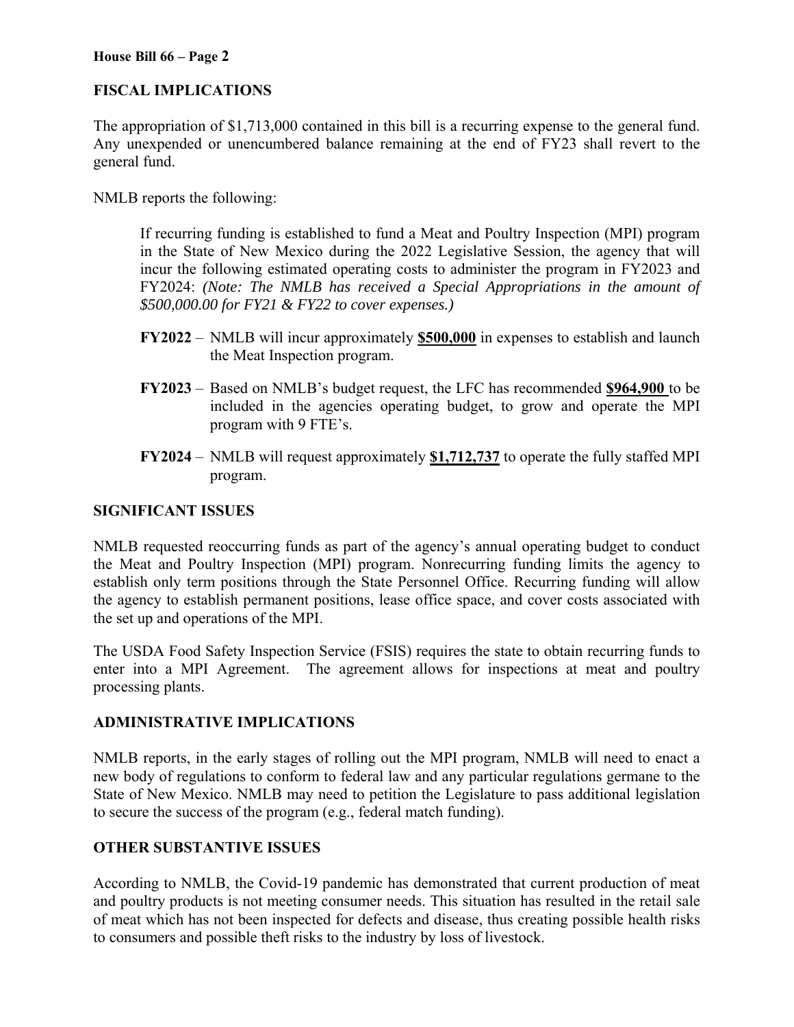## FISCAL IMPLICATIONS

The appropriation of $1,713,000 contained in this bill is a recurring expense to the general fund. Any unexpended or unencumbered balance remaining at the end of FY23 shall revert to the general fund.

NMLB reports the following:

> If recurring funding is established to fund a Meat and Poultry Inspection (MPI) program in the State of New Mexico during the 2022 Legislative Session, the agency that will incur the following estimated operating costs to administer the program in FY2023 and FY2024: *(Note: The NMLB has received a Special Appropriations in the amount of $500,000.00 for FY21 & FY22 to cover expenses.)*
>
> **FY2022** – NMLB will incur approximately **$500,000** in expenses to establish and launch the Meat Inspection program.
>
> **FY2023** – Based on NMLB's budget request, the LFC has recommended **$964,900** to be included in the agencies operating budget, to grow and operate the MPI program with 9 FTE's.
>
> **FY2024** – NMLB will request approximately **$1,712,737** to operate the fully staffed MPI program.

## SIGNIFICANT ISSUES

NMLB requested reoccurring funds as part of the agency's annual operating budget to conduct the Meat and Poultry Inspection (MPI) program. Nonrecurring funding limits the agency to establish only term positions through the State Personnel Office. Recurring funding will allow the agency to establish permanent positions, lease office space, and cover costs associated with the set up and operations of the MPI.

The USDA Food Safety Inspection Service (FSIS) requires the state to obtain recurring funds to enter into a MPI Agreement. The agreement allows for inspections at meat and poultry processing plants.

## ADMINISTRATIVE IMPLICATIONS

NMLB reports, in the early stages of rolling out the MPI program, NMLB will need to enact a new body of regulations to conform to federal law and any particular regulations germane to the State of New Mexico. NMLB may need to petition the Legislature to pass additional legislation to secure the success of the program (e.g., federal match funding).

## OTHER SUBSTANTIVE ISSUES

According to NMLB, the Covid-19 pandemic has demonstrated that current production of meat and poultry products is not meeting consumer needs. This situation has resulted in the retail sale of meat which has not been inspected for defects and disease, thus creating possible health risks to consumers and possible theft risks to the industry by loss of livestock.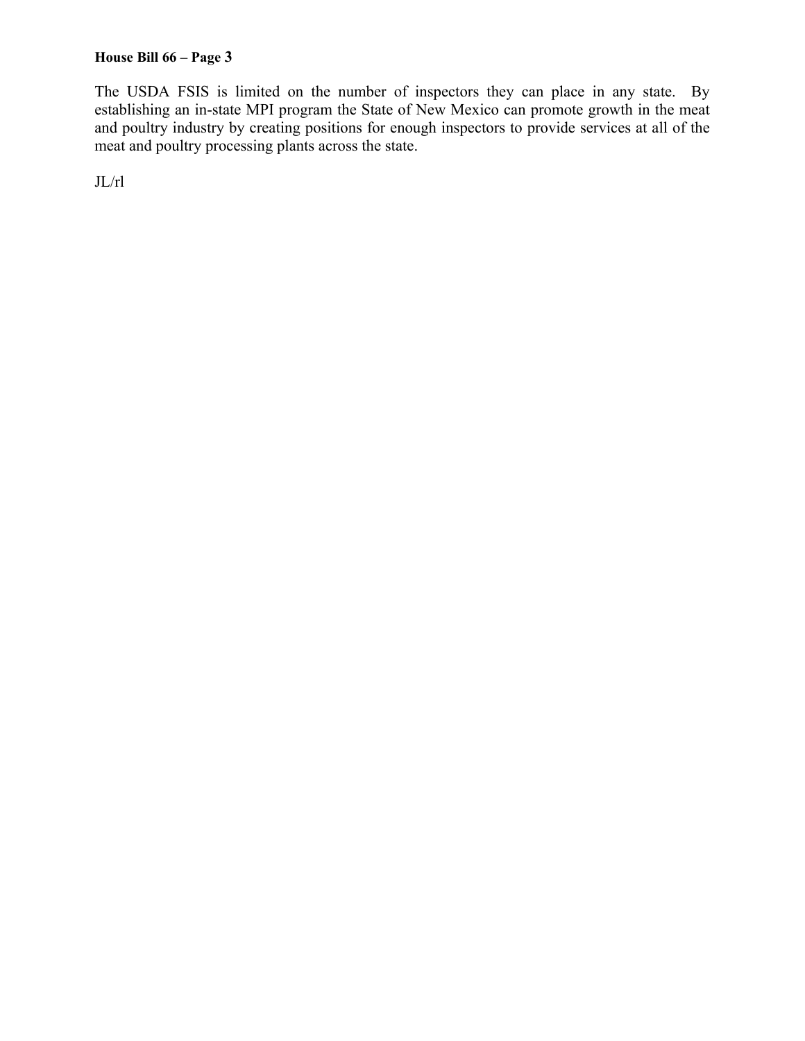The USDA FSIS is limited on the number of inspectors they can place in any state. By establishing an in-state MPI program the State of New Mexico can promote growth in the meat and poultry industry by creating positions for enough inspectors to provide services at all of the meat and poultry processing plants across the state.

JL/rl